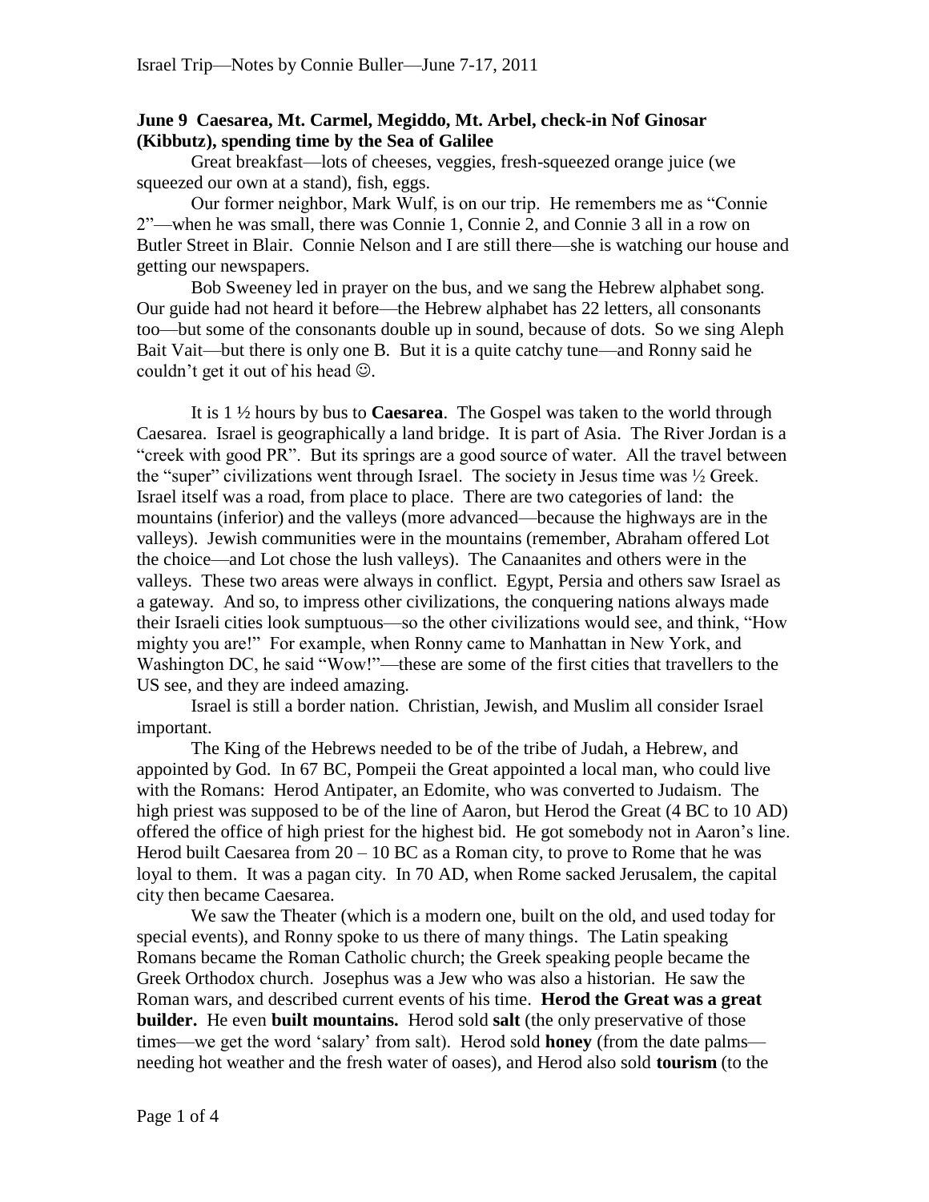**June 9 Caesarea, Mt. Carmel, Megiddo, Mt. Arbel, check-in Nof Ginosar (Kibbutz), spending time by the Sea of Galilee**

Great breakfast—lots of cheeses, veggies, fresh-squeezed orange juice (we squeezed our own at a stand), fish, eggs.

Our former neighbor, Mark Wulf, is on our trip. He remembers me as "Connie 2"—when he was small, there was Connie 1, Connie 2, and Connie 3 all in a row on Butler Street in Blair. Connie Nelson and I are still there—she is watching our house and getting our newspapers.

Bob Sweeney led in prayer on the bus, and we sang the Hebrew alphabet song. Our guide had not heard it before—the Hebrew alphabet has 22 letters, all consonants too—but some of the consonants double up in sound, because of dots. So we sing Aleph Bait Vait—but there is only one B. But it is a quite catchy tune—and Ronny said he couldn't get it out of his head ☺.

It is 1 ½ hours by bus to **Caesarea**. The Gospel was taken to the world through Caesarea. Israel is geographically a land bridge. It is part of Asia. The River Jordan is a "creek with good PR". But its springs are a good source of water. All the travel between the "super" civilizations went through Israel. The society in Jesus time was ½ Greek. Israel itself was a road, from place to place. There are two categories of land: the mountains (inferior) and the valleys (more advanced—because the highways are in the valleys). Jewish communities were in the mountains (remember, Abraham offered Lot the choice—and Lot chose the lush valleys). The Canaanites and others were in the valleys. These two areas were always in conflict. Egypt, Persia and others saw Israel as a gateway. And so, to impress other civilizations, the conquering nations always made their Israeli cities look sumptuous—so the other civilizations would see, and think, "How mighty you are!" For example, when Ronny came to Manhattan in New York, and Washington DC, he said "Wow!"—these are some of the first cities that travellers to the US see, and they are indeed amazing.

Israel is still a border nation. Christian, Jewish, and Muslim all consider Israel important.

The King of the Hebrews needed to be of the tribe of Judah, a Hebrew, and appointed by God. In 67 BC, Pompeii the Great appointed a local man, who could live with the Romans: Herod Antipater, an Edomite, who was converted to Judaism. The high priest was supposed to be of the line of Aaron, but Herod the Great (4 BC to 10 AD) offered the office of high priest for the highest bid. He got somebody not in Aaron's line. Herod built Caesarea from 20 – 10 BC as a Roman city, to prove to Rome that he was loyal to them. It was a pagan city. In 70 AD, when Rome sacked Jerusalem, the capital city then became Caesarea.

We saw the Theater (which is a modern one, built on the old, and used today for special events), and Ronny spoke to us there of many things. The Latin speaking Romans became the Roman Catholic church; the Greek speaking people became the Greek Orthodox church. Josephus was a Jew who was also a historian. He saw the Roman wars, and described current events of his time. **Herod the Great was a great builder.** He even **built mountains.** Herod sold **salt** (the only preservative of those times—we get the word 'salary' from salt). Herod sold **honey** (from the date palms—needing hot weather and the fresh water of oases), and Herod also sold **tourism** (to the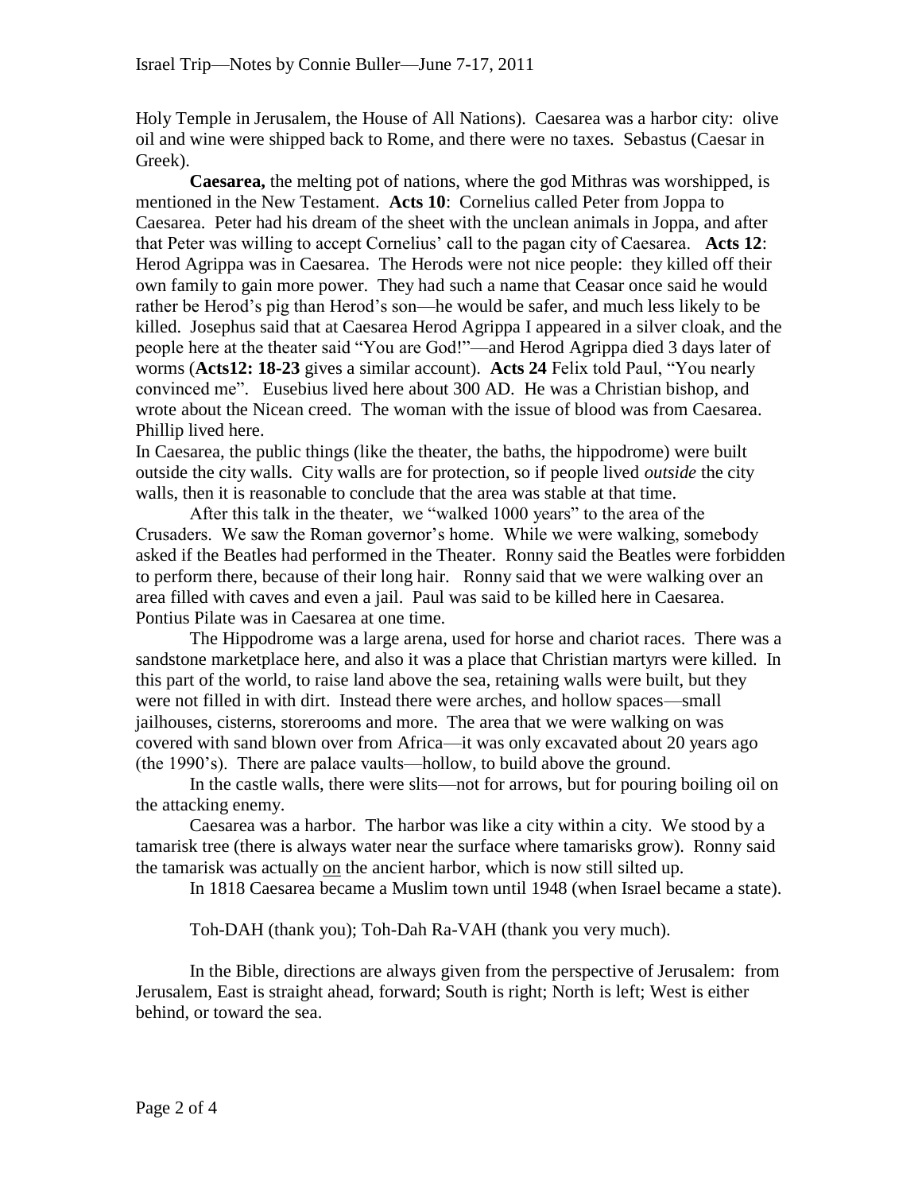Holy Temple in Jerusalem, the House of All Nations). Caesarea was a harbor city: olive oil and wine were shipped back to Rome, and there were no taxes. Sebastus (Caesar in Greek).

**Caesarea,** the melting pot of nations, where the god Mithras was worshipped, is mentioned in the New Testament. **Acts 10**: Cornelius called Peter from Joppa to Caesarea. Peter had his dream of the sheet with the unclean animals in Joppa, and after that Peter was willing to accept Cornelius' call to the pagan city of Caesarea. **Acts 12**: Herod Agrippa was in Caesarea. The Herods were not nice people: they killed off their own family to gain more power. They had such a name that Ceasar once said he would rather be Herod's pig than Herod's son—he would be safer, and much less likely to be killed. Josephus said that at Caesarea Herod Agrippa I appeared in a silver cloak, and the people here at the theater said "You are God!"—and Herod Agrippa died 3 days later of worms (**Acts12: 18-23** gives a similar account). **Acts 24** Felix told Paul, "You nearly convinced me". Eusebius lived here about 300 AD. He was a Christian bishop, and wrote about the Nicean creed. The woman with the issue of blood was from Caesarea. Phillip lived here.

In Caesarea, the public things (like the theater, the baths, the hippodrome) were built outside the city walls. City walls are for protection, so if people lived *outside* the city walls, then it is reasonable to conclude that the area was stable at that time.

After this talk in the theater, we "walked 1000 years" to the area of the Crusaders. We saw the Roman governor's home. While we were walking, somebody asked if the Beatles had performed in the Theater. Ronny said the Beatles were forbidden to perform there, because of their long hair. Ronny said that we were walking over an area filled with caves and even a jail. Paul was said to be killed here in Caesarea. Pontius Pilate was in Caesarea at one time.

The Hippodrome was a large arena, used for horse and chariot races. There was a sandstone marketplace here, and also it was a place that Christian martyrs were killed. In this part of the world, to raise land above the sea, retaining walls were built, but they were not filled in with dirt. Instead there were arches, and hollow spaces—small jailhouses, cisterns, storerooms and more. The area that we were walking on was covered with sand blown over from Africa—it was only excavated about 20 years ago (the 1990's). There are palace vaults—hollow, to build above the ground.

In the castle walls, there were slits—not for arrows, but for pouring boiling oil on the attacking enemy.

Caesarea was a harbor. The harbor was like a city within a city. We stood by a tamarisk tree (there is always water near the surface where tamarisks grow). Ronny said the tamarisk was actually <u>on</u> the ancient harbor, which is now still silted up.

In 1818 Caesarea became a Muslim town until 1948 (when Israel became a state).

Toh-DAH (thank you); Toh-Dah Ra-VAH (thank you very much).

In the Bible, directions are always given from the perspective of Jerusalem: from Jerusalem, East is straight ahead, forward; South is right; North is left; West is either behind, or toward the sea.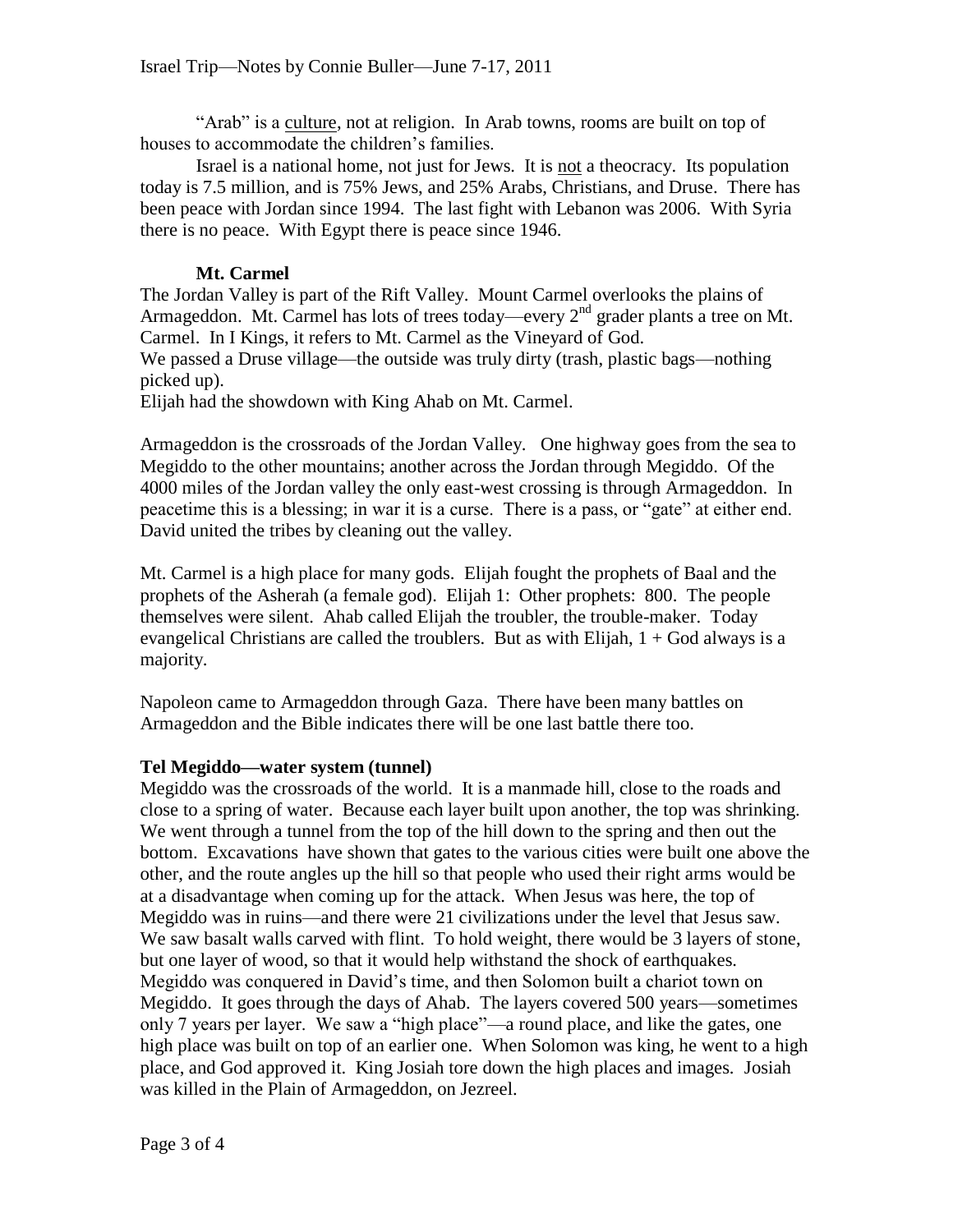"Arab" is a culture, not at religion. In Arab towns, rooms are built on top of houses to accommodate the children's families.

Israel is a national home, not just for Jews. It is not a theocracy. Its population today is 7.5 million, and is 75% Jews, and 25% Arabs, Christians, and Druse. There has been peace with Jordan since 1994. The last fight with Lebanon was 2006. With Syria there is no peace. With Egypt there is peace since 1946.

**Mt. Carmel**

The Jordan Valley is part of the Rift Valley. Mount Carmel overlooks the plains of Armageddon. Mt. Carmel has lots of trees today—every 2nd grader plants a tree on Mt. Carmel. In I Kings, it refers to Mt. Carmel as the Vineyard of God.

We passed a Druse village—the outside was truly dirty (trash, plastic bags—nothing picked up).

Elijah had the showdown with King Ahab on Mt. Carmel.

Armageddon is the crossroads of the Jordan Valley. One highway goes from the sea to Megiddo to the other mountains; another across the Jordan through Megiddo. Of the 4000 miles of the Jordan valley the only east-west crossing is through Armageddon. In peacetime this is a blessing; in war it is a curse. There is a pass, or "gate" at either end. David united the tribes by cleaning out the valley.

Mt. Carmel is a high place for many gods. Elijah fought the prophets of Baal and the prophets of the Asherah (a female god). Elijah 1: Other prophets: 800. The people themselves were silent. Ahab called Elijah the troubler, the trouble-maker. Today evangelical Christians are called the troublers. But as with Elijah, 1 + God always is a majority.

Napoleon came to Armageddon through Gaza. There have been many battles on Armageddon and the Bible indicates there will be one last battle there too.

**Tel Megiddo—water system (tunnel)**

Megiddo was the crossroads of the world. It is a manmade hill, close to the roads and close to a spring of water. Because each layer built upon another, the top was shrinking. We went through a tunnel from the top of the hill down to the spring and then out the bottom. Excavations have shown that gates to the various cities were built one above the other, and the route angles up the hill so that people who used their right arms would be at a disadvantage when coming up for the attack. When Jesus was here, the top of Megiddo was in ruins—and there were 21 civilizations under the level that Jesus saw. We saw basalt walls carved with flint. To hold weight, there would be 3 layers of stone, but one layer of wood, so that it would help withstand the shock of earthquakes. Megiddo was conquered in David's time, and then Solomon built a chariot town on Megiddo. It goes through the days of Ahab. The layers covered 500 years—sometimes only 7 years per layer. We saw a "high place"—a round place, and like the gates, one high place was built on top of an earlier one. When Solomon was king, he went to a high place, and God approved it. King Josiah tore down the high places and images. Josiah was killed in the Plain of Armageddon, on Jezreel.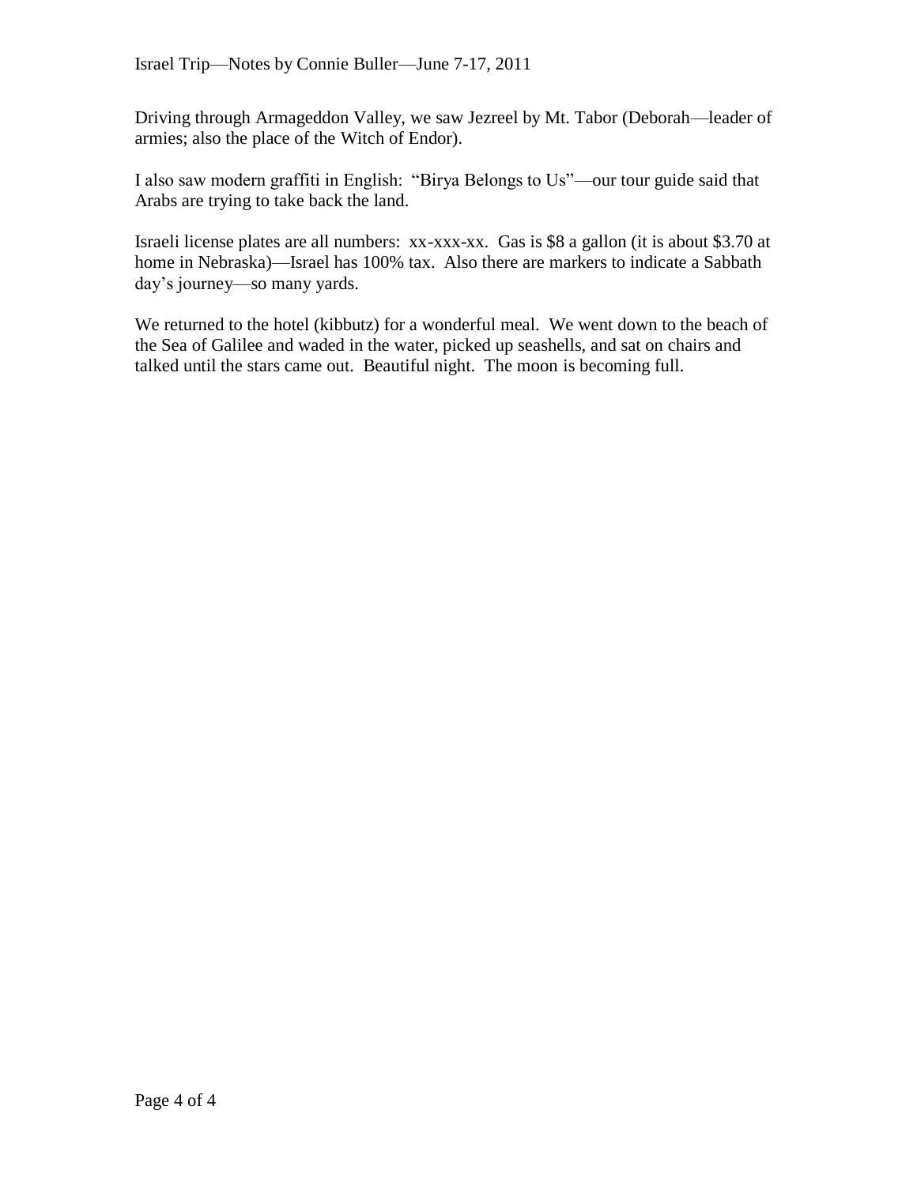Driving through Armageddon Valley, we saw Jezreel by Mt. Tabor (Deborah—leader of armies; also the place of the Witch of Endor).

I also saw modern graffiti in English: "Birya Belongs to Us"—our tour guide said that Arabs are trying to take back the land.

Israeli license plates are all numbers: xx-xxx-xx. Gas is $8 a gallon (it is about $3.70 at home in Nebraska)—Israel has 100% tax. Also there are markers to indicate a Sabbath day's journey—so many yards.

We returned to the hotel (kibbutz) for a wonderful meal. We went down to the beach of the Sea of Galilee and waded in the water, picked up seashells, and sat on chairs and talked until the stars came out. Beautiful night. The moon is becoming full.